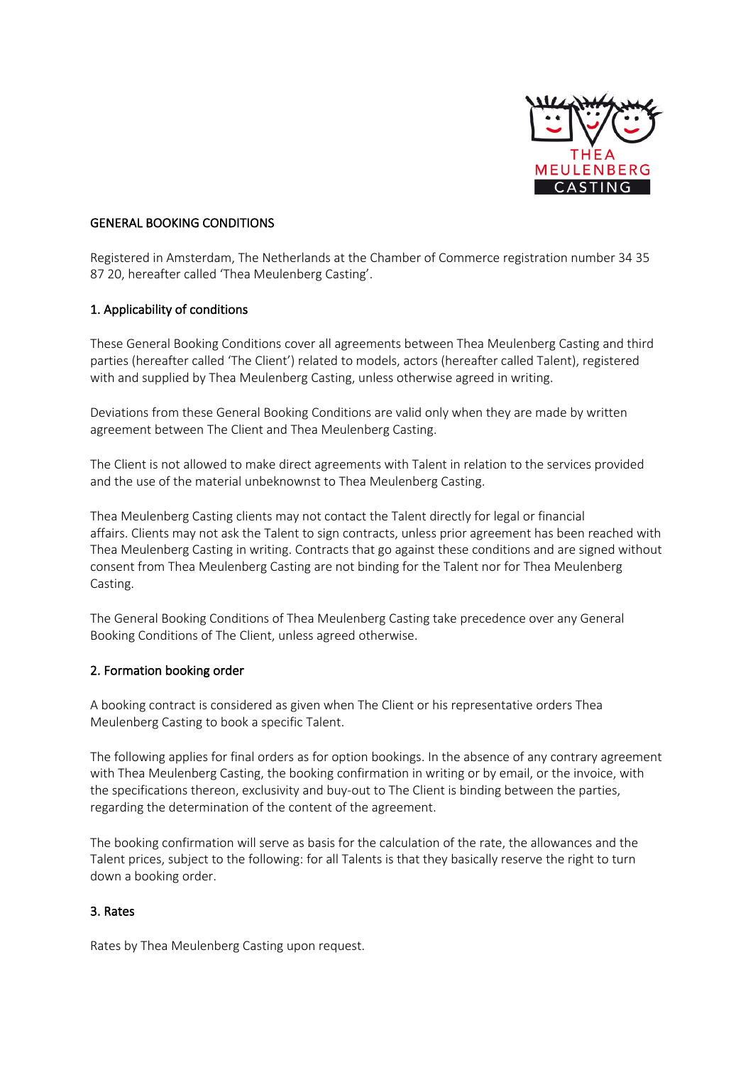# GENERAL BOOKING CONDITIONS

Registered in Amsterdam, The Netherlands at the Chamber of Commerce registration number 34 35 87 20, hereafter called 'Thea Meulenberg Casting'.

## 1. Applicability of conditions

These General Booking Conditions cover all agreements between Thea Meulenberg Casting and third parties (hereafter called 'The Client') related to models, actors (hereafter called Talent), registered with and supplied by Thea Meulenberg Casting, unless otherwise agreed in writing.

Deviations from these General Booking Conditions are valid only when they are made by written agreement between The Client and Thea Meulenberg Casting.

The Client is not allowed to make direct agreements with Talent in relation to the services provided and the use of the material unbeknownst to Thea Meulenberg Casting.

Thea Meulenberg Casting clients may not contact the Talent directly for legal or financial affairs. Clients may not ask the Talent to sign contracts, unless prior agreement has been reached with Thea Meulenberg Casting in writing. Contracts that go against these conditions and are signed without consent from Thea Meulenberg Casting are not binding for the Talent nor for Thea Meulenberg Casting.

The General Booking Conditions of Thea Meulenberg Casting take precedence over any General Booking Conditions of The Client, unless agreed otherwise.

## 2. Formation booking order

A booking contract is considered as given when The Client or his representative orders Thea Meulenberg Casting to book a specific Talent.

The following applies for final orders as for option bookings. In the absence of any contrary agreement with Thea Meulenberg Casting, the booking confirmation in writing or by email, or the invoice, with the specifications thereon, exclusivity and buy-out to The Client is binding between the parties, regarding the determination of the content of the agreement.

The booking confirmation will serve as basis for the calculation of the rate, the allowances and the Talent prices, subject to the following: for all Talents is that they basically reserve the right to turn down a booking order.

## 3. Rates

Rates by Thea Meulenberg Casting upon request.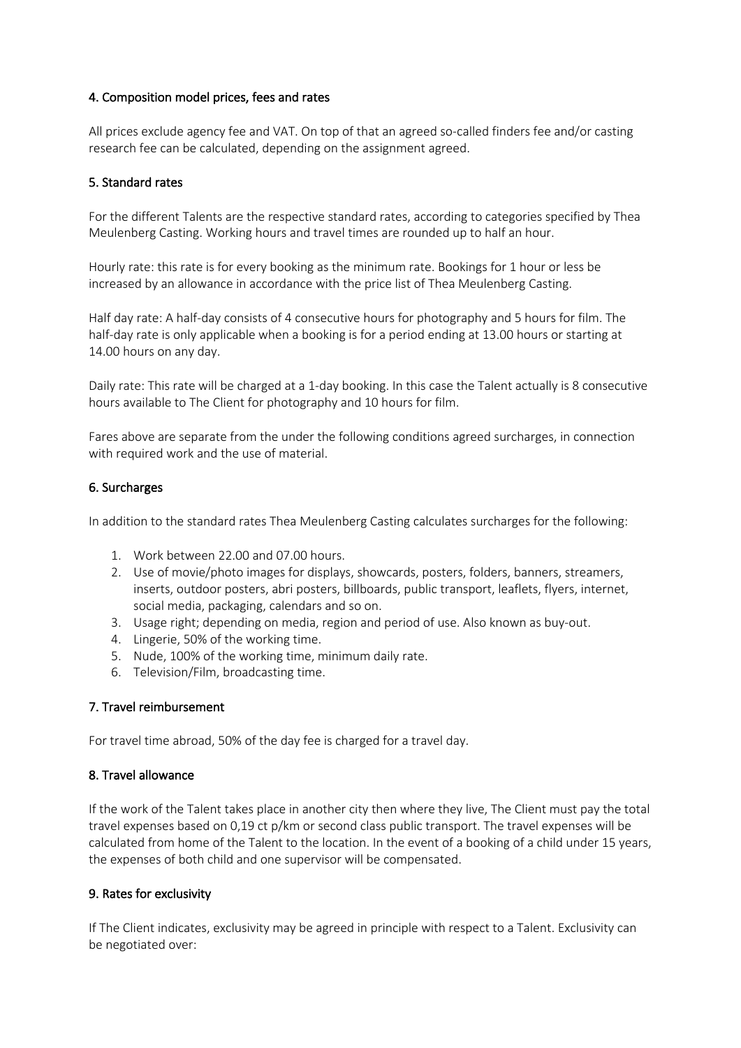## 4. Composition model prices, fees and rates

All prices exclude agency fee and VAT. On top of that an agreed so-called finders fee and/or casting research fee can be calculated, depending on the assignment agreed.

## 5. Standard rates

For the different Talents are the respective standard rates, according to categories specified by Thea Meulenberg Casting. Working hours and travel times are rounded up to half an hour.

Hourly rate: this rate is for every booking as the minimum rate. Bookings for 1 hour or less be increased by an allowance in accordance with the price list of Thea Meulenberg Casting.

Half day rate: A half-day consists of 4 consecutive hours for photography and 5 hours for film. The half-day rate is only applicable when a booking is for a period ending at 13.00 hours or starting at 14.00 hours on any day.

Daily rate: This rate will be charged at a 1-day booking. In this case the Talent actually is 8 consecutive hours available to The Client for photography and 10 hours for film.

Fares above are separate from the under the following conditions agreed surcharges, in connection with required work and the use of material.

## 6. Surcharges

In addition to the standard rates Thea Meulenberg Casting calculates surcharges for the following:

1. Work between 22.00 and 07.00 hours.
2. Use of movie/photo images for displays, showcards, posters, folders, banners, streamers, inserts, outdoor posters, abri posters, billboards, public transport, leaflets, flyers, internet, social media, packaging, calendars and so on.
3. Usage right; depending on media, region and period of use. Also known as buy-out.
4. Lingerie, 50% of the working time.
5. Nude, 100% of the working time, minimum daily rate.
6. Television/Film, broadcasting time.

## 7. Travel reimbursement

For travel time abroad, 50% of the day fee is charged for a travel day.

## 8. Travel allowance

If the work of the Talent takes place in another city then where they live, The Client must pay the total travel expenses based on 0,19 ct p/km or second class public transport. The travel expenses will be calculated from home of the Talent to the location. In the event of a booking of a child under 15 years, the expenses of both child and one supervisor will be compensated.

## 9. Rates for exclusivity

If The Client indicates, exclusivity may be agreed in principle with respect to a Talent. Exclusivity can be negotiated over: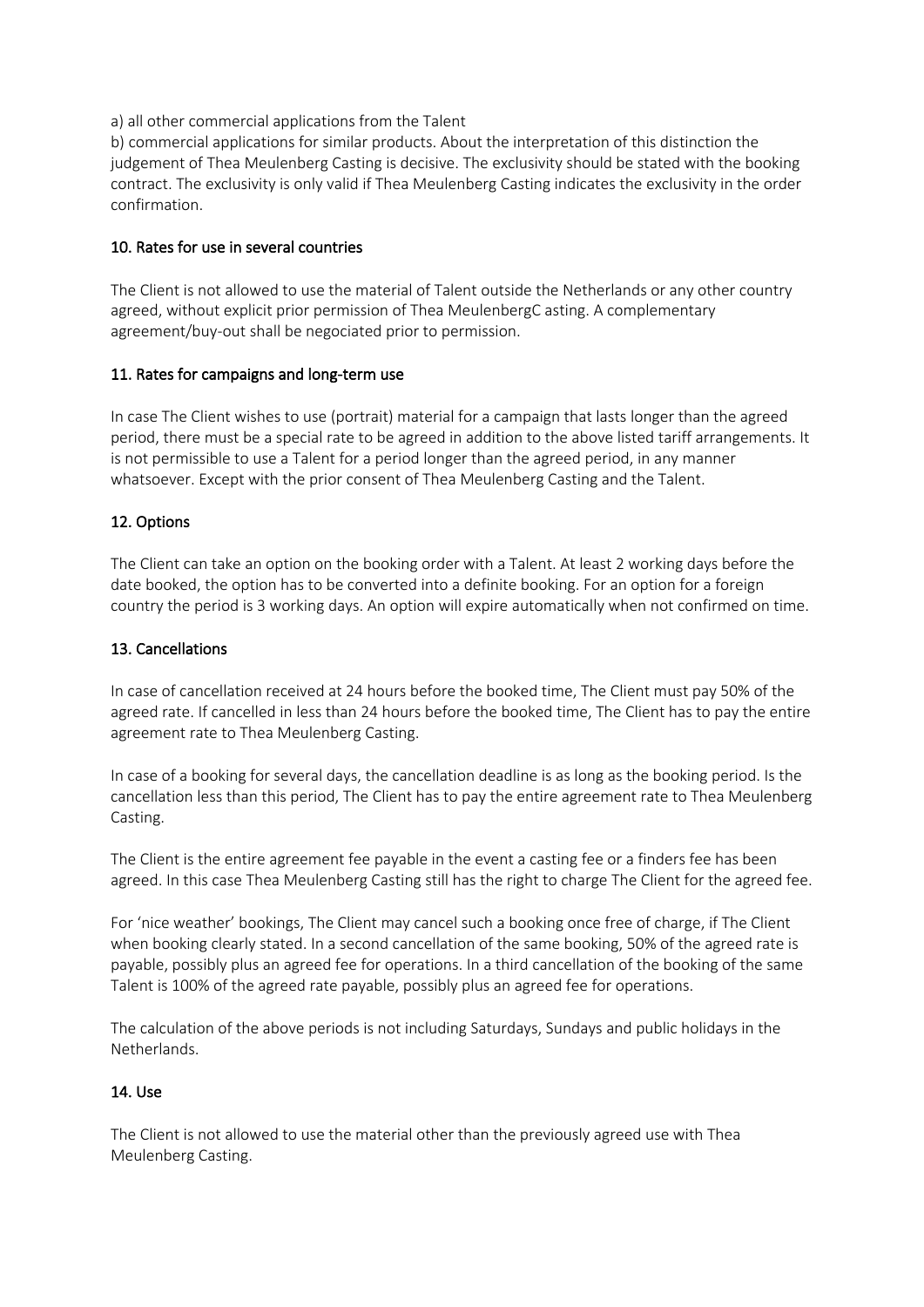a) all other commercial applications from the Talent

b) commercial applications for similar products. About the interpretation of this distinction the judgement of Thea Meulenberg Casting is decisive. The exclusivity should be stated with the booking contract. The exclusivity is only valid if Thea Meulenberg Casting indicates the exclusivity in the order confirmation.

## 10. Rates for use in several countries

The Client is not allowed to use the material of Talent outside the Netherlands or any other country agreed, without explicit prior permission of Thea MeulenbergC asting. A complementary agreement/buy-out shall be negociated prior to permission.

## 11. Rates for campaigns and long-term use

In case The Client wishes to use (portrait) material for a campaign that lasts longer than the agreed period, there must be a special rate to be agreed in addition to the above listed tariff arrangements. It is not permissible to use a Talent for a period longer than the agreed period, in any manner whatsoever. Except with the prior consent of Thea Meulenberg Casting and the Talent.

## 12. Options

The Client can take an option on the booking order with a Talent. At least 2 working days before the date booked, the option has to be converted into a definite booking. For an option for a foreign country the period is 3 working days. An option will expire automatically when not confirmed on time.

## 13. Cancellations

In case of cancellation received at 24 hours before the booked time, The Client must pay 50% of the agreed rate. If cancelled in less than 24 hours before the booked time, The Client has to pay the entire agreement rate to Thea Meulenberg Casting.

In case of a booking for several days, the cancellation deadline is as long as the booking period. Is the cancellation less than this period, The Client has to pay the entire agreement rate to Thea Meulenberg Casting.

The Client is the entire agreement fee payable in the event a casting fee or a finders fee has been agreed. In this case Thea Meulenberg Casting still has the right to charge The Client for the agreed fee.

For 'nice weather' bookings, The Client may cancel such a booking once free of charge, if The Client when booking clearly stated. In a second cancellation of the same booking, 50% of the agreed rate is payable, possibly plus an agreed fee for operations. In a third cancellation of the booking of the same Talent is 100% of the agreed rate payable, possibly plus an agreed fee for operations.

The calculation of the above periods is not including Saturdays, Sundays and public holidays in the Netherlands.

## 14. Use

The Client is not allowed to use the material other than the previously agreed use with Thea Meulenberg Casting.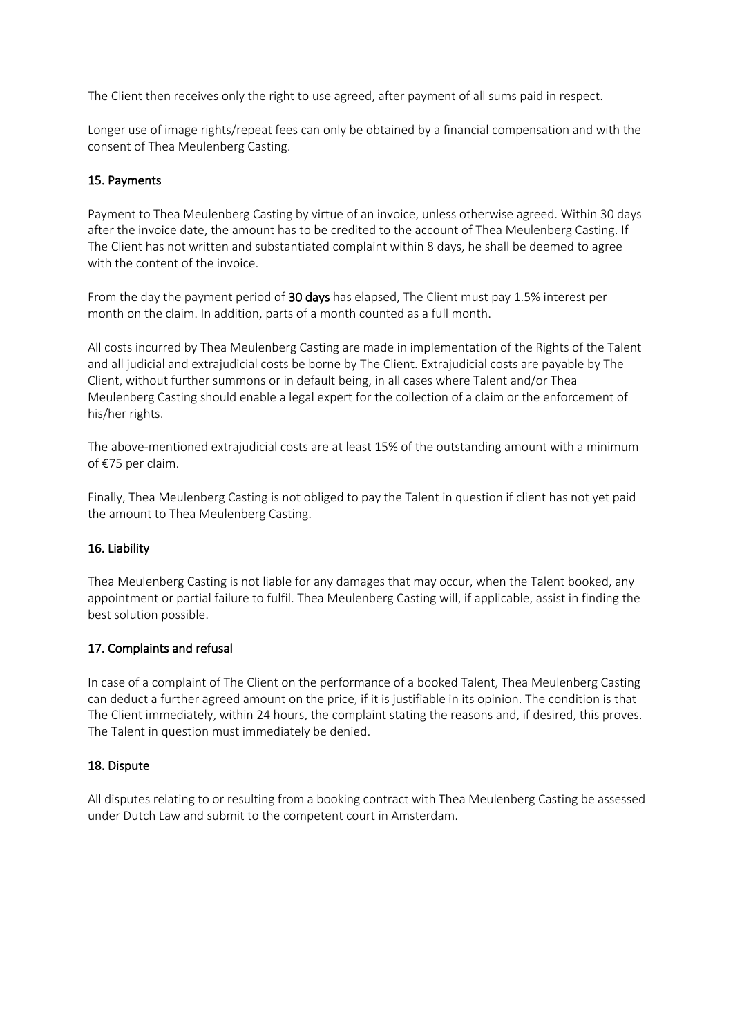The Client then receives only the right to use agreed, after payment of all sums paid in respect.

Longer use of image rights/repeat fees can only be obtained by a financial compensation and with the consent of Thea Meulenberg Casting.

## 15. Payments

Payment to Thea Meulenberg Casting by virtue of an invoice, unless otherwise agreed. Within 30 days after the invoice date, the amount has to be credited to the account of Thea Meulenberg Casting. If The Client has not written and substantiated complaint within 8 days, he shall be deemed to agree with the content of the invoice.

From the day the payment period of **30 days** has elapsed, The Client must pay 1.5% interest per month on the claim. In addition, parts of a month counted as a full month.

All costs incurred by Thea Meulenberg Casting are made in implementation of the Rights of the Talent and all judicial and extrajudicial costs be borne by The Client. Extrajudicial costs are payable by The Client, without further summons or in default being, in all cases where Talent and/or Thea Meulenberg Casting should enable a legal expert for the collection of a claim or the enforcement of his/her rights.

The above-mentioned extrajudicial costs are at least 15% of the outstanding amount with a minimum of €75 per claim.

Finally, Thea Meulenberg Casting is not obliged to pay the Talent in question if client has not yet paid the amount to Thea Meulenberg Casting.

## 16. Liability

Thea Meulenberg Casting is not liable for any damages that may occur, when the Talent booked, any appointment or partial failure to fulfil. Thea Meulenberg Casting will, if applicable, assist in finding the best solution possible.

## 17. Complaints and refusal

In case of a complaint of The Client on the performance of a booked Talent, Thea Meulenberg Casting can deduct a further agreed amount on the price, if it is justifiable in its opinion. The condition is that The Client immediately, within 24 hours, the complaint stating the reasons and, if desired, this proves. The Talent in question must immediately be denied.

## 18. Dispute

All disputes relating to or resulting from a booking contract with Thea Meulenberg Casting be assessed under Dutch Law and submit to the competent court in Amsterdam.